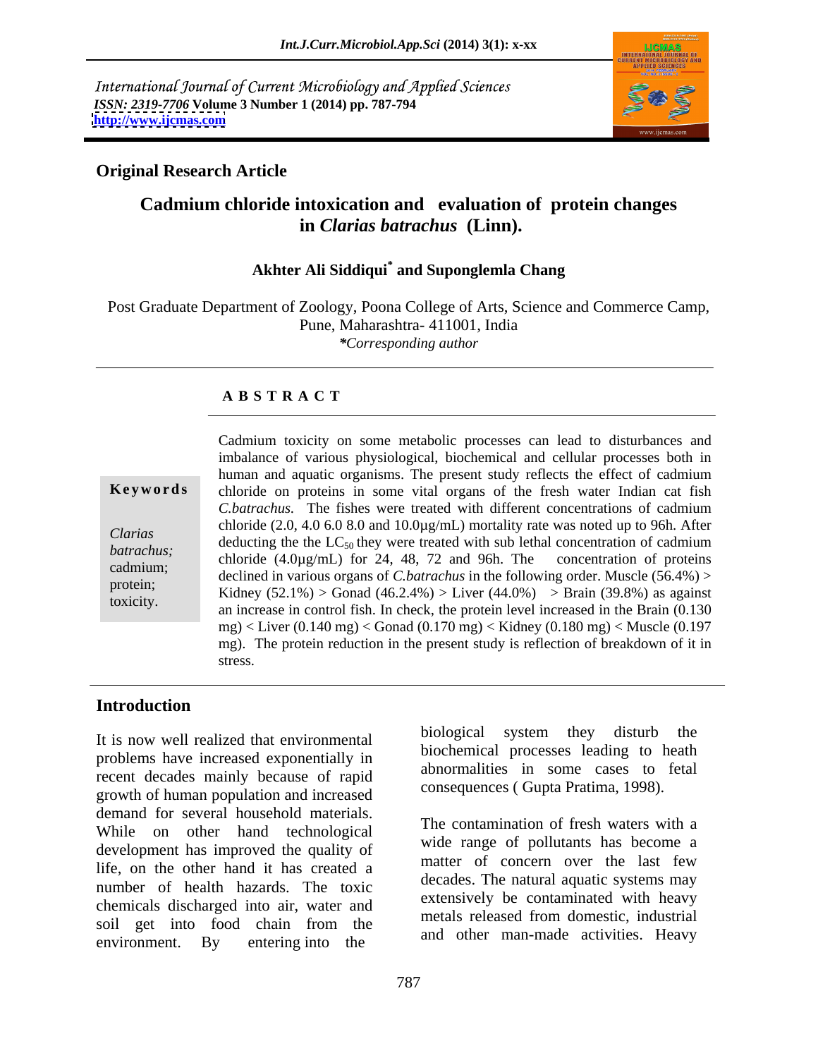International Journal of Current Microbiology and Applied Sciences
*ISSN: 2319-7706* **Volume 3 Number 1 (2014) pp. 787-794**
**http://www.ijcmas.com**

**Original Research Article**

# Cadmium chloride intoxication and evaluation of protein changes in *Clarias batrachus* (Linn).

**Akhter Ali Siddiqui\* and Suponglemla Chang**

Post Graduate Department of Zoology, Poona College of Arts, Science and Commerce Camp, Pune, Maharashtra- 411001, India
*\*Corresponding author*

## A B S T R A C T

**Keywords**

*Clarias batrachus;* cadmium; protein; toxicity.

Cadmium toxicity on some metabolic processes can lead to disturbances and imbalance of various physiological, biochemical and cellular processes both in human and aquatic organisms. The present study reflects the effect of cadmium chloride on proteins in some vital organs of the fresh water Indian cat fish *C.batrachus.* The fishes were treated with different concentrations of cadmium chloride (2.0, 4.0 6.0 8.0 and 10.0µg/mL) mortality rate was noted up to 96h. After deducting the the $LC_{50}$ they were treated with sub lethal concentration of cadmium chloride (4.0µg/mL) for 24, 48, 72 and 96h. The concentration of proteins declined in various organs of *C.batrachus* in the following order. Muscle (56.4%) > Kidney (52.1%) > Gonad (46.2.4%) > Liver (44.0%) > Brain (39.8%) as against an increase in control fish. In check, the protein level increased in the Brain (0.130 mg) < Liver (0.140 mg) < Gonad (0.170 mg) < Kidney (0.180 mg) < Muscle (0.197 mg). The protein reduction in the present study is reflection of breakdown of it in stress.

## Introduction

It is now well realized that environmental problems have increased exponentially in recent decades mainly because of rapid growth of human population and increased demand for several household materials. While on other hand technological development has improved the quality of life, on the other hand it has created a number of health hazards. The toxic chemicals discharged into air, water and soil get into food chain from the environment. By entering into the biological system they disturb the biochemical processes leading to heath abnormalities in some cases to fetal consequences ( Gupta Pratima, 1998).

The contamination of fresh waters with a wide range of pollutants has become a matter of concern over the last few decades. The natural aquatic systems may extensively be contaminated with heavy metals released from domestic, industrial and other man-made activities. Heavy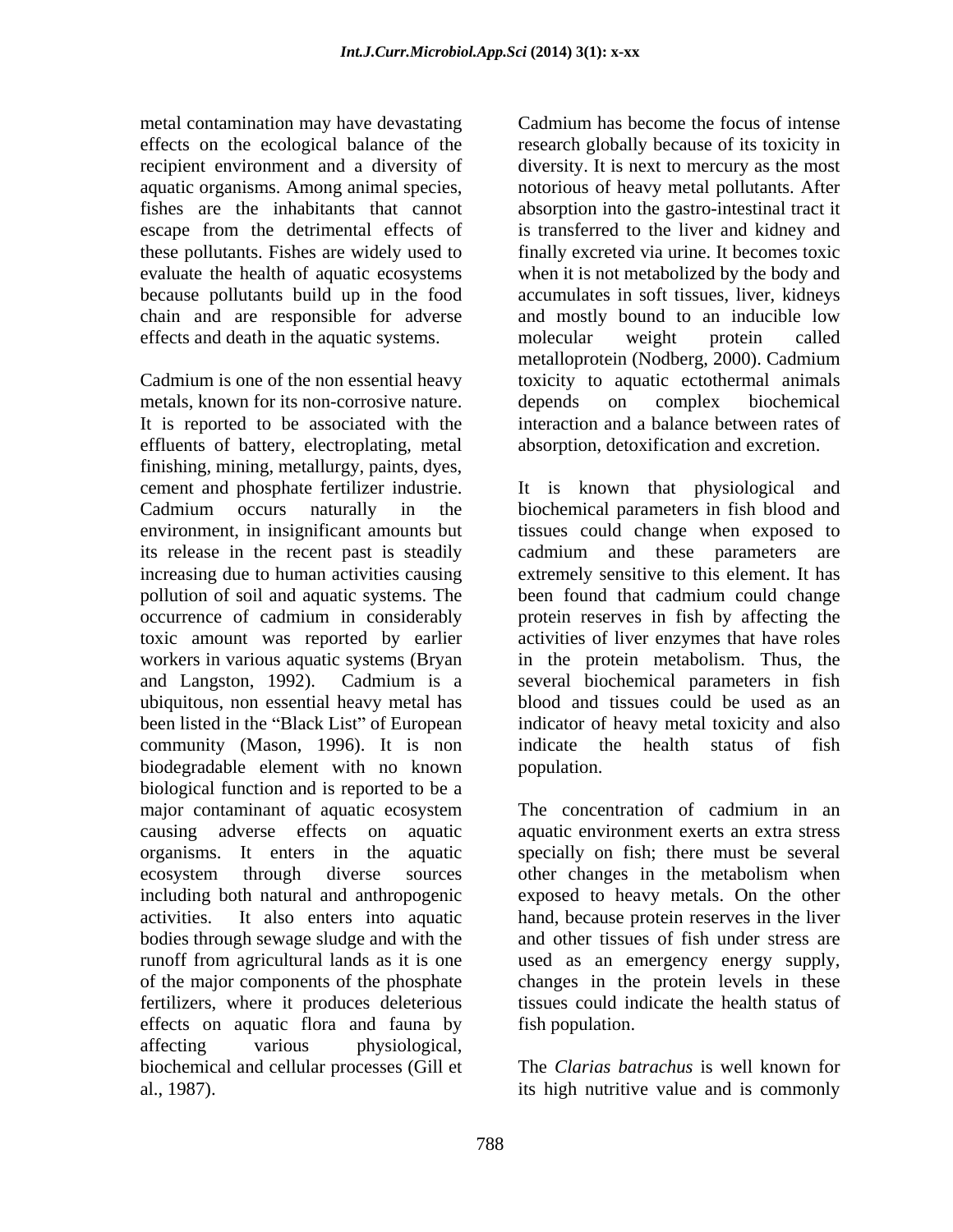metal contamination may have devastating effects on the ecological balance of the recipient environment and a diversity of aquatic organisms. Among animal species, fishes are the inhabitants that cannot escape from the detrimental effects of these pollutants. Fishes are widely used to evaluate the health of aquatic ecosystems because pollutants build up in the food chain and are responsible for adverse effects and death in the aquatic systems.

Cadmium is one of the non essential heavy metals, known for its non-corrosive nature. It is reported to be associated with the effluents of battery, electroplating, metal finishing, mining, metallurgy, paints, dyes, cement and phosphate fertilizer industrie. Cadmium occurs naturally in the environment, in insignificant amounts but its release in the recent past is steadily increasing due to human activities causing pollution of soil and aquatic systems. The occurrence of cadmium in considerably toxic amount was reported by earlier workers in various aquatic systems (Bryan and Langston, 1992). Cadmium is a ubiquitous, non essential heavy metal has been listed in the "Black List" of European community (Mason, 1996). It is non biodegradable element with no known biological function and is reported to be a major contaminant of aquatic ecosystem causing adverse effects on aquatic organisms. It enters in the aquatic ecosystem through diverse sources including both natural and anthropogenic activities. It also enters into aquatic bodies through sewage sludge and with the runoff from agricultural lands as it is one of the major components of the phosphate fertilizers, where it produces deleterious effects on aquatic flora and fauna by affecting various physiological, biochemical and cellular processes (Gill et al., 1987).

Cadmium has become the focus of intense research globally because of its toxicity in diversity. It is next to mercury as the most notorious of heavy metal pollutants. After absorption into the gastro-intestinal tract it is transferred to the liver and kidney and finally excreted via urine. It becomes toxic when it is not metabolized by the body and accumulates in soft tissues, liver, kidneys and mostly bound to an inducible low molecular weight protein called metalloprotein (Nodberg, 2000). Cadmium toxicity to aquatic ectothermal animals depends on complex biochemical interaction and a balance between rates of absorption, detoxification and excretion.

It is known that physiological and biochemical parameters in fish blood and tissues could change when exposed to cadmium and these parameters are extremely sensitive to this element. It has been found that cadmium could change protein reserves in fish by affecting the activities of liver enzymes that have roles in the protein metabolism. Thus, the several biochemical parameters in fish blood and tissues could be used as an indicator of heavy metal toxicity and also indicate the health status of fish population.

The concentration of cadmium in an aquatic environment exerts an extra stress specially on fish; there must be several other changes in the metabolism when exposed to heavy metals. On the other hand, because protein reserves in the liver and other tissues of fish under stress are used as an emergency energy supply, changes in the protein levels in these tissues could indicate the health status of fish population.

The *Clarias batrachus* is well known for its high nutritive value and is commonly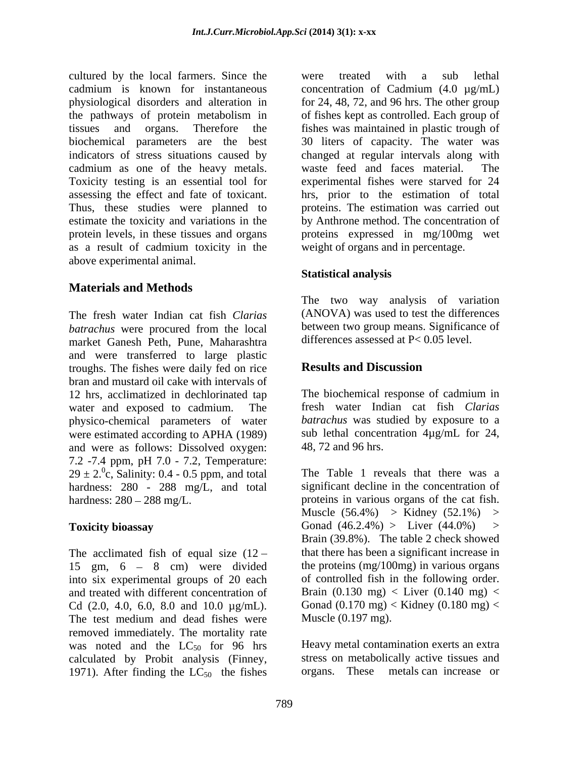cultured by the local farmers. Since the cadmium is known for instantaneous physiological disorders and alteration in the pathways of protein metabolism in tissues and organs. Therefore the biochemical parameters are the best indicators of stress situations caused by cadmium as one of the heavy metals. Toxicity testing is an essential tool for assessing the effect and fate of toxicant. Thus, these studies were planned to estimate the toxicity and variations in the protein levels, in these tissues and organs as a result of cadmium toxicity in the above experimental animal.

## Materials and Methods

The fresh water Indian cat fish *Clarias batrachus* were procured from the local market Ganesh Peth, Pune, Maharashtra and were transferred to large plastic troughs. The fishes were daily fed on rice bran and mustard oil cake with intervals of 12 hrs, acclimatized in dechlorinated tap water and exposed to cadmium. The physico-chemical parameters of water were estimated according to APHA (1989) and were as follows: Dissolved oxygen: 7.2 -7.4 ppm, pH 7.0 - 7.2, Temperature: $29 \pm 2.^{0}$c, Salinity: 0.4 - 0.5 ppm, and total hardness: 280 - 288 mg/L, and total hardness: 280 – 288 mg/L.

### Toxicity bioassay

The acclimated fish of equal size (12 – 15 gm, 6 – 8 cm) were divided into six experimental groups of 20 each and treated with different concentration of Cd (2.0, 4.0, 6.0, 8.0 and 10.0 µg/mL). The test medium and dead fishes were removed immediately. The mortality rate was noted and the $LC_{50}$ for 96 hrs calculated by Probit analysis (Finney, 1971). After finding the $LC_{50}$ the fishes were treated with a sub lethal concentration of Cadmium (4.0 µg/mL) for 24, 48, 72, and 96 hrs. The other group of fishes kept as controlled. Each group of fishes was maintained in plastic trough of 30 liters of capacity. The water was changed at regular intervals along with waste feed and faces material. The experimental fishes were starved for 24 hrs, prior to the estimation of total proteins. The estimation was carried out by Anthrone method. The concentration of proteins expressed in mg/100mg wet weight of organs and in percentage.

### Statistical analysis

The two way analysis of variation (ANOVA) was used to test the differences between two group means. Significance of differences assessed at $P< 0.05$ level.

## Results and Discussion

The biochemical response of cadmium in fresh water Indian cat fish *Clarias batrachus* was studied by exposure to a sub lethal concentration 4µg/mL for 24, 48, 72 and 96 hrs.

The Table 1 reveals that there was a significant decline in the concentration of proteins in various organs of the cat fish. Muscle (56.4%) > Kidney (52.1%) > Gonad (46.2.4%) > Liver (44.0%) > Brain (39.8%). The table 2 check showed that there has been a significant increase in the proteins (mg/100mg) in various organs of controlled fish in the following order. Brain (0.130 mg) < Liver (0.140 mg) < Gonad (0.170 mg) < Kidney (0.180 mg) < Muscle (0.197 mg).

Heavy metal contamination exerts an extra stress on metabolically active tissues and organs. These metals can increase or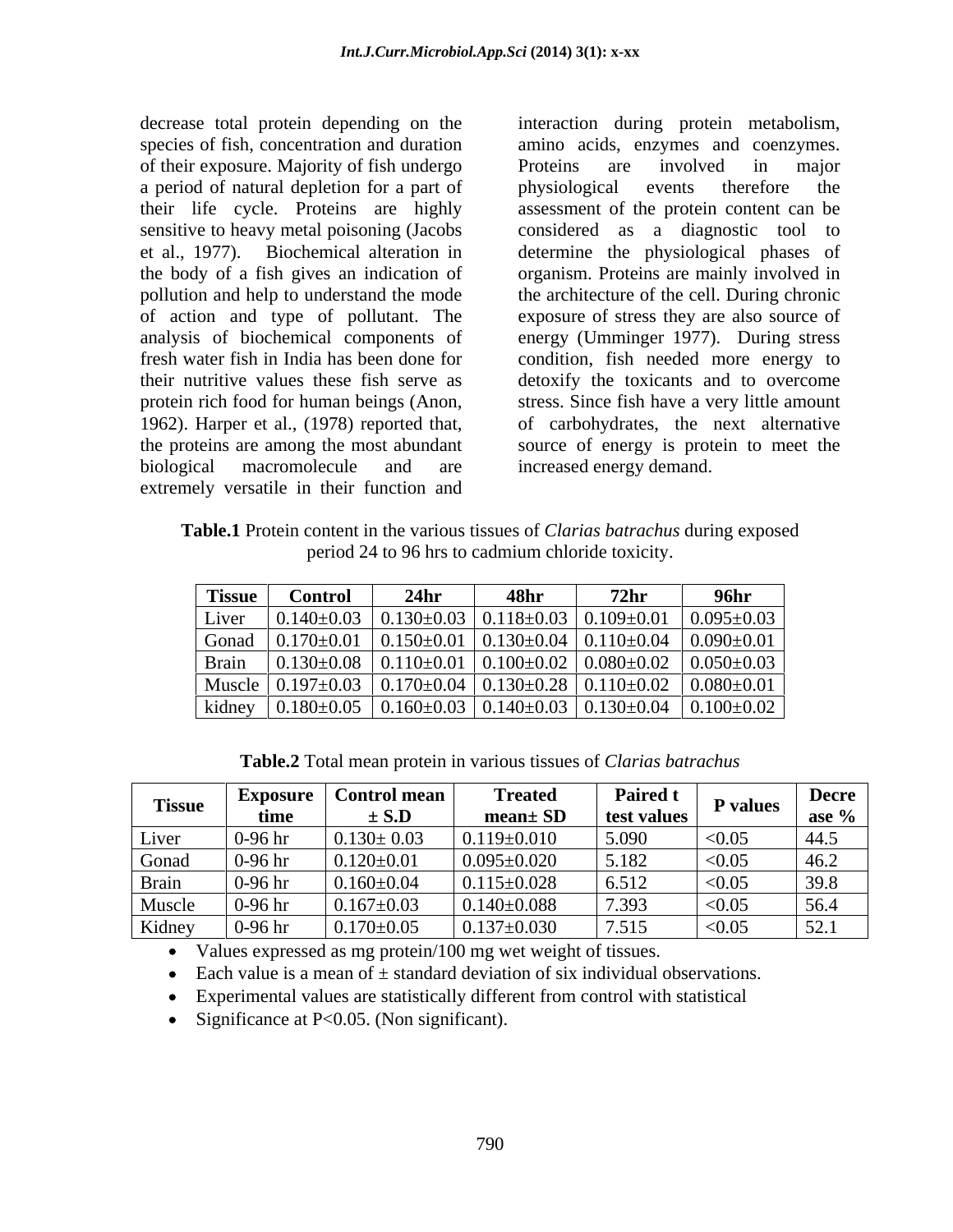decrease total protein depending on the species of fish, concentration and duration of their exposure. Majority of fish undergo a period of natural depletion for a part of their life cycle. Proteins are highly sensitive to heavy metal poisoning (Jacobs et al., 1977). Biochemical alteration in the body of a fish gives an indication of pollution and help to understand the mode of action and type of pollutant. The analysis of biochemical components of fresh water fish in India has been done for their nutritive values these fish serve as protein rich food for human beings (Anon, 1962). Harper et al., (1978) reported that, the proteins are among the most abundant biological macromolecule and are extremely versatile in their function and interaction during protein metabolism, amino acids, enzymes and coenzymes. Proteins are involved in major physiological events therefore the assessment of the protein content can be considered as a diagnostic tool to determine the physiological phases of organism. Proteins are mainly involved in the architecture of the cell. During chronic exposure of stress they are also source of energy (Umminger 1977). During stress condition, fish needed more energy to detoxify the toxicants and to overcome stress. Since fish have a very little amount of carbohydrates, the next alternative source of energy is protein to meet the increased energy demand.

**Table.1** Protein content in the various tissues of *Clarias batrachus* during exposed period 24 to 96 hrs to cadmium chloride toxicity.

| Tissue | Control | 24hr | 48hr | 72hr | 96hr |
|---|---|---|---|---|---|
| Liver | 0.140±0.03 | 0.130±0.03 | 0.118±0.03 | 0.109±0.01 | 0.095±0.03 |
| Gonad | 0.170±0.01 | 0.150±0.01 | 0.130±0.04 | 0.110±0.04 | 0.090±0.01 |
| Brain | 0.130±0.08 | 0.110±0.01 | 0.100±0.02 | 0.080±0.02 | 0.050±0.03 |
| Muscle | 0.197±0.03 | 0.170±0.04 | 0.130±0.28 | 0.110±0.02 | 0.080±0.01 |
| kidney | 0.180±0.05 | 0.160±0.03 | 0.140±0.03 | 0.130±0.04 | 0.100±0.02 |

**Table.2** Total mean protein in various tissues of *Clarias batrachus*

| Tissue | Exposure time | Control mean ± S.D | Treated mean± SD | Paired t test values | P values | Decrease % |
|---|---|---|---|---|---|---|
| Liver | 0-96 hr | 0.130± 0.03 | 0.119±0.010 | 5.090 | <0.05 | 44.5 |
| Gonad | 0-96 hr | 0.120±0.01 | 0.095±0.020 | 5.182 | <0.05 | 46.2 |
| Brain | 0-96 hr | 0.160±0.04 | 0.115±0.028 | 6.512 | <0.05 | 39.8 |
| Muscle | 0-96 hr | 0.167±0.03 | 0.140±0.088 | 7.393 | <0.05 | 56.4 |
| Kidney | 0-96 hr | 0.170±0.05 | 0.137±0.030 | 7.515 | <0.05 | 52.1 |

- Values expressed as mg protein/100 mg wet weight of tissues.
- Each value is a mean of ± standard deviation of six individual observations.
- Experimental values are statistically different from control with statistical
- Significance at P<0.05. (Non significant).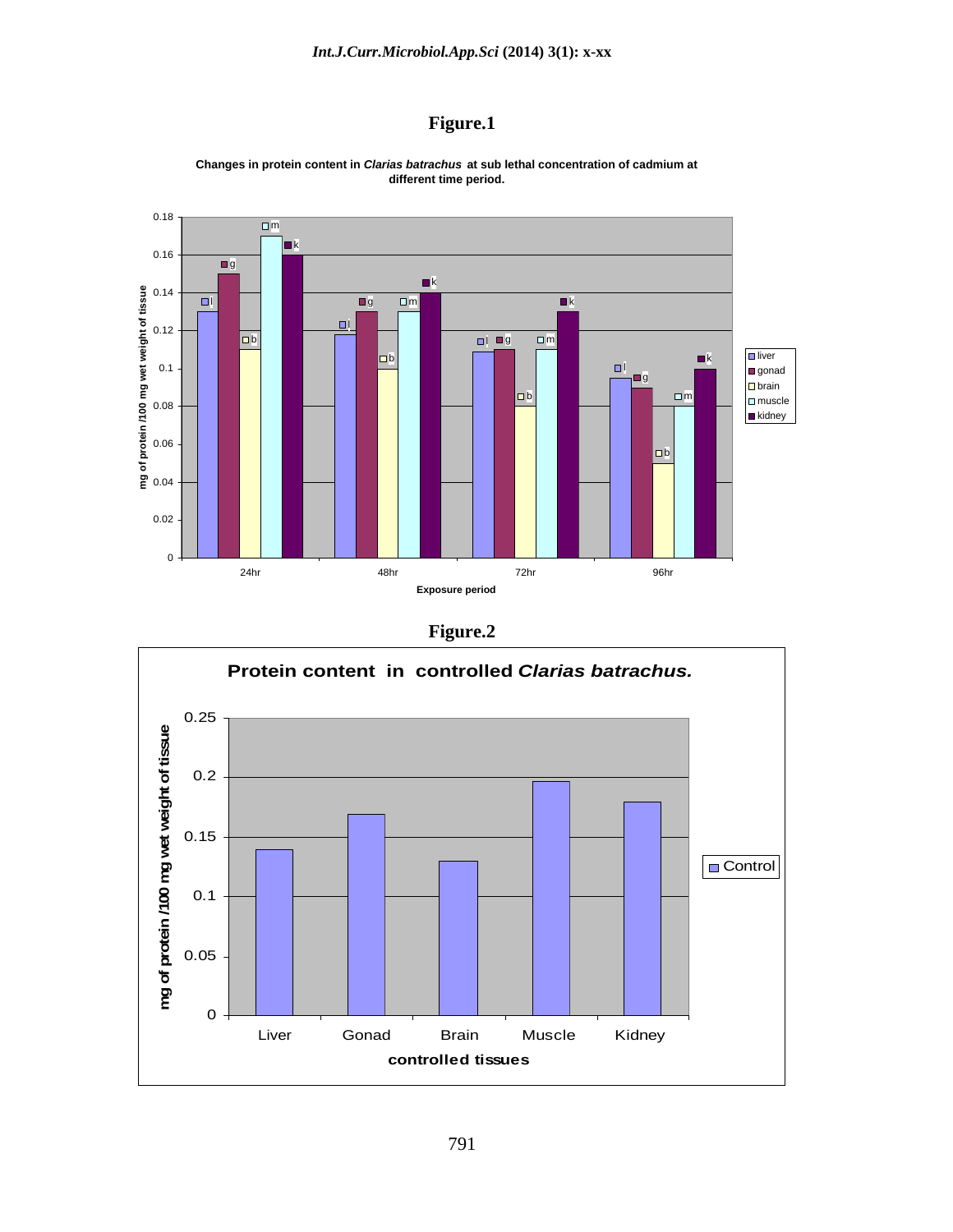**Figure.1**

**Changes in protein content in *Clarias batrachus* at sub lethal concentration of cadmium at different time period.**

**Figure.2**

**Protein content in controlled *Clarias batrachus.***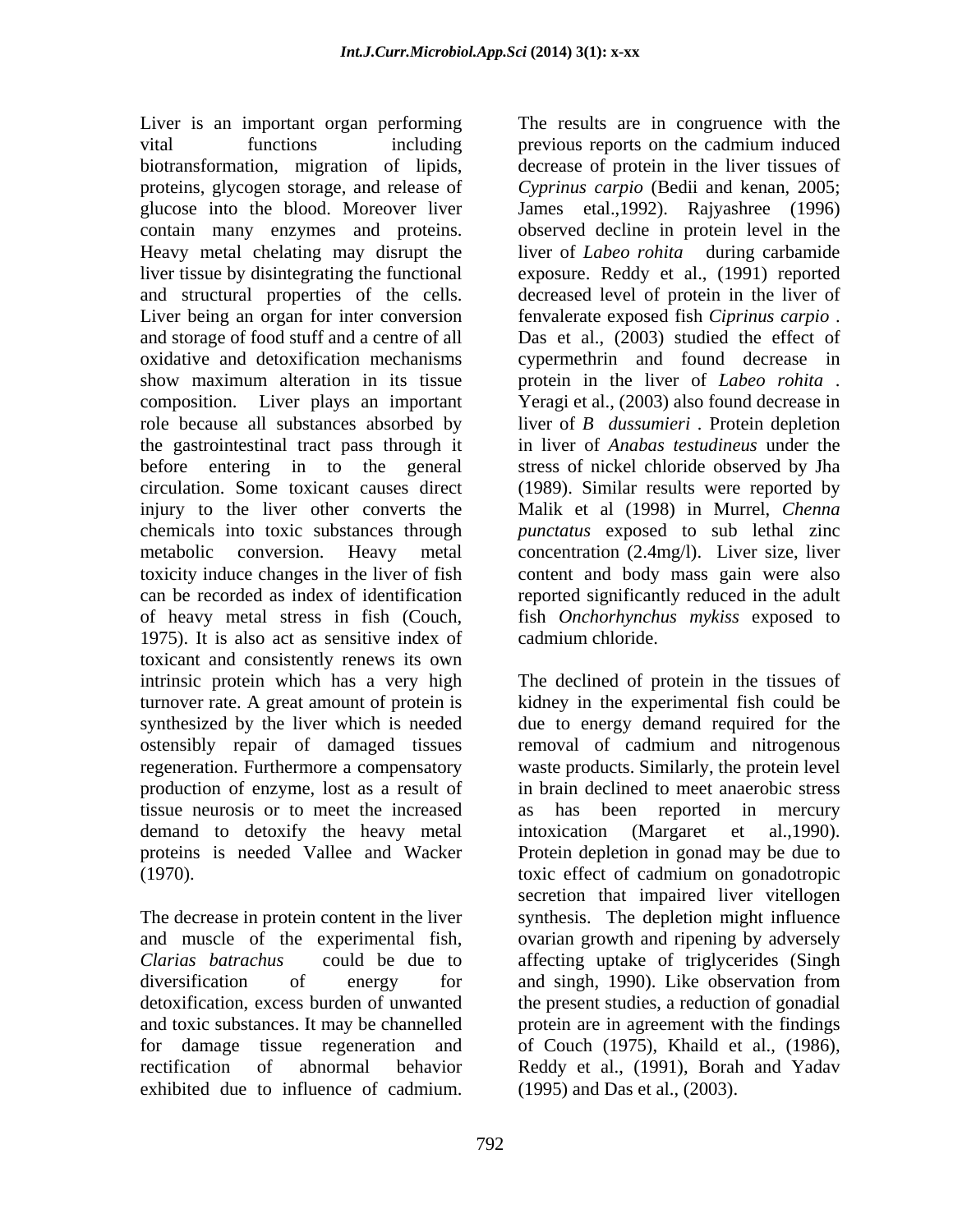Liver is an important organ performing vital functions including biotransformation, migration of lipids, proteins, glycogen storage, and release of glucose into the blood. Moreover liver contain many enzymes and proteins. Heavy metal chelating may disrupt the liver tissue by disintegrating the functional and structural properties of the cells. Liver being an organ for inter conversion and storage of food stuff and a centre of all oxidative and detoxification mechanisms show maximum alteration in its tissue composition. Liver plays an important role because all substances absorbed by the gastrointestinal tract pass through it before entering in to the general circulation. Some toxicant causes direct injury to the liver other converts the chemicals into toxic substances through metabolic conversion. Heavy metal toxicity induce changes in the liver of fish can be recorded as index of identification of heavy metal stress in fish (Couch, 1975). It is also act as sensitive index of toxicant and consistently renews its own intrinsic protein which has a very high turnover rate. A great amount of protein is synthesized by the liver which is needed ostensibly repair of damaged tissues regeneration. Furthermore a compensatory production of enzyme, lost as a result of tissue neurosis or to meet the increased demand to detoxify the heavy metal proteins is needed Vallee and Wacker (1970).

The decrease in protein content in the liver and muscle of the experimental fish, *Clarias batrachus* could be due to diversification of energy for detoxification, excess burden of unwanted and toxic substances. It may be channelled for damage tissue regeneration and rectification of abnormal behavior exhibited due to influence of cadmium. The results are in congruence with the previous reports on the cadmium induced decrease of protein in the liver tissues of *Cyprinus carpio* (Bedii and kenan, 2005; James etal.,1992). Rajyashree (1996) observed decline in protein level in the liver of *Labeo rohita* during carbamide exposure. Reddy et al., (1991) reported decreased level of protein in the liver of fenvalerate exposed fish *Ciprinus carpio* . Das et al., (2003) studied the effect of cypermethrin and found decrease in protein in the liver of *Labeo rohita* . Yeragi et al., (2003) also found decrease in liver of *B dussumieri* . Protein depletion in liver of *Anabas testudineus* under the stress of nickel chloride observed by Jha (1989). Similar results were reported by Malik et al (1998) in Murrel, *Chenna punctatus* exposed to sub lethal zinc concentration (2.4mg/l). Liver size, liver content and body mass gain were also reported significantly reduced in the adult fish *Onchorhynchus mykiss* exposed to cadmium chloride.

The declined of protein in the tissues of kidney in the experimental fish could be due to energy demand required for the removal of cadmium and nitrogenous waste products. Similarly, the protein level in brain declined to meet anaerobic stress as has been reported in mercury intoxication (Margaret et al.,1990). Protein depletion in gonad may be due to toxic effect of cadmium on gonadotropic secretion that impaired liver vitellogen synthesis. The depletion might influence ovarian growth and ripening by adversely affecting uptake of triglycerides (Singh and singh, 1990). Like observation from the present studies, a reduction of gonadial protein are in agreement with the findings of Couch (1975), Khaild et al., (1986), Reddy et al., (1991), Borah and Yadav (1995) and Das et al., (2003).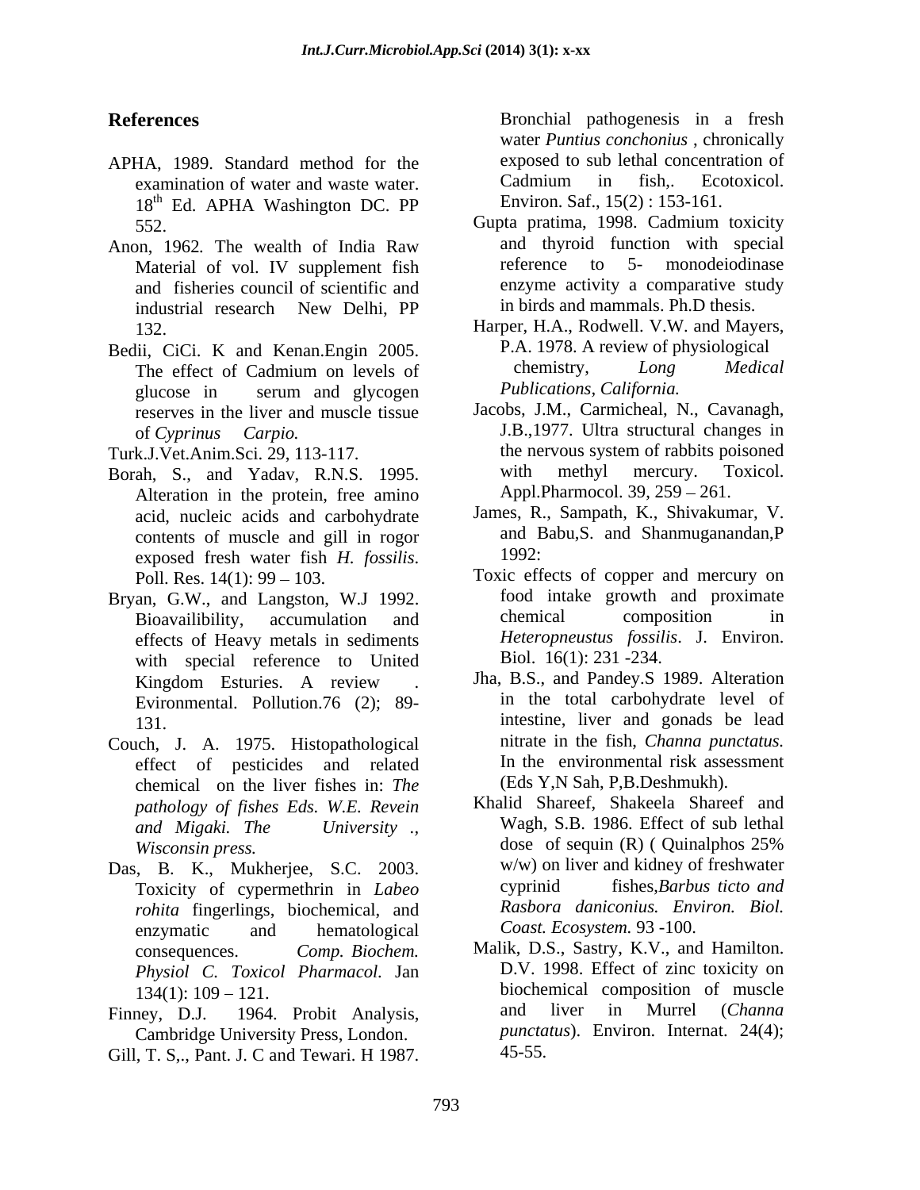## References

APHA, 1989. Standard method for the examination of water and waste water. 18[th] Ed. APHA Washington DC. PP 552.

Anon, 1962. The wealth of India Raw Material of vol. IV supplement fish and fisheries council of scientific and industrial research New Delhi, PP 132.

Bedii, CiCi. K and Kenan.Engin 2005. The effect of Cadmium on levels of glucose in serum and glycogen reserves in the liver and muscle tissue of *Cyprinus Carpio.* Turk.J.Vet.Anim.Sci. 29, 113-117.

Borah, S., and Yadav, R.N.S. 1995. Alteration in the protein, free amino acid, nucleic acids and carbohydrate contents of muscle and gill in rogor exposed fresh water fish *H. fossilis*. Poll. Res. 14(1): 99 – 103.

Bryan, G.W., and Langston, W.J 1992. Bioavailibility, accumulation and effects of Heavy metals in sediments with special reference to United Kingdom Esturies. A review . Evironmental. Pollution.76 (2); 89-131.

Couch, J. A. 1975. Histopathological effect of pesticides and related chemical on the liver fishes in: *The pathology of fishes Eds. W.E. Revein and Migaki. The University ., Wisconsin press.*

Das, B. K., Mukherjee, S.C. 2003. Toxicity of cypermethrin in *Labeo rohita* fingerlings, biochemical, and enzymatic and hematological consequences. *Comp. Biochem. Physiol C. Toxicol Pharmacol.* Jan 134(1): 109 – 121.

Finney, D.J. 1964. Probit Analysis, Cambridge University Press, London.

Gill, T. S,., Pant. J. C and Tewari. H 1987. Bronchial pathogenesis in a fresh water *Puntius conchonius* , chronically exposed to sub lethal concentration of Cadmium in fish,. Ecotoxicol. Environ. Saf., 15(2) : 153-161.

Gupta pratima, 1998. Cadmium toxicity and thyroid function with special reference to 5- monodeiodinase enzyme activity a comparative study in birds and mammals. Ph.D thesis.

Harper, H.A., Rodwell. V.W. and Mayers, P.A. 1978. A review of physiological chemistry, *Long Medical Publications, California.*

Jacobs, J.M., Carmicheal, N., Cavanagh, J.B.,1977. Ultra structural changes in the nervous system of rabbits poisoned with methyl mercury. Toxicol. Appl.Pharmocol. 39, 259 – 261.

James, R., Sampath, K., Shivakumar, V. and Babu,S. and Shanmuganandan,P 1992: Toxic effects of copper and mercury on food intake growth and proximate chemical composition in *Heteropneustus fossilis*. J. Environ. Biol. 16(1): 231 -234.

Jha, B.S., and Pandey.S 1989. Alteration in the total carbohydrate level of intestine, liver and gonads be lead nitrate in the fish, *Channa punctatus.* In the environmental risk assessment (Eds Y,N Sah, P,B.Deshmukh).

Khalid Shareef, Shakeela Shareef and Wagh, S.B. 1986. Effect of sub lethal dose of sequin (R) ( Quinalphos 25% w/w) on liver and kidney of freshwater cyprinid fishes,*Barbus ticto and Rasbora daniconius. Environ. Biol. Coast. Ecosystem.* 93 -100.

Malik, D.S., Sastry, K.V., and Hamilton. D.V. 1998. Effect of zinc toxicity on biochemical composition of muscle and liver in Murrel (*Channa punctatus*). Environ. Internat. 24(4); 45-55.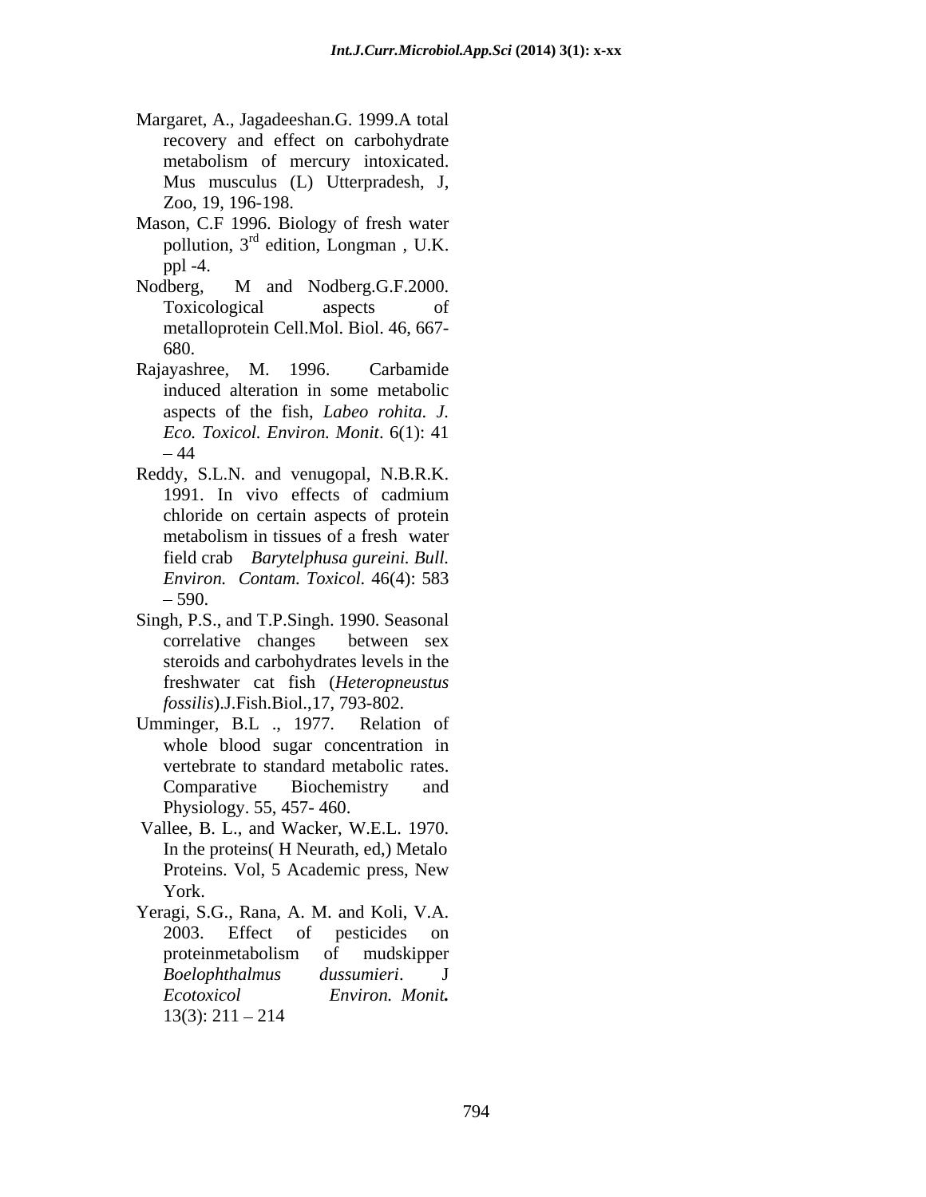Margaret, A., Jagadeeshan.G. 1999.A total recovery and effect on carbohydrate metabolism of mercury intoxicated. Mus musculus (L) Utterpradesh, J, Zoo, 19, 196-198.

Mason, C.F 1996. Biology of fresh water pollution, 3rd edition, Longman , U.K. ppl -4.

Nodberg, M and Nodberg.G.F.2000. Toxicological aspects of metalloprotein Cell.Mol. Biol. 46, 667-680.

Rajayashree, M. 1996. Carbamide induced alteration in some metabolic aspects of the fish, *Labeo rohita. J. Eco. Toxicol. Environ. Monit*. 6(1): 41 – 44

Reddy, S.L.N. and venugopal, N.B.R.K. 1991. In vivo effects of cadmium chloride on certain aspects of protein metabolism in tissues of a fresh water field crab *Barytelphusa gureini. Bull. Environ. Contam. Toxicol.* 46(4): 583 – 590.

Singh, P.S., and T.P.Singh. 1990. Seasonal correlative changes between sex steroids and carbohydrates levels in the freshwater cat fish (*Heteropneustus fossilis*).J.Fish.Biol.,17, 793-802.

Umminger, B.L ., 1977. Relation of whole blood sugar concentration in vertebrate to standard metabolic rates. Comparative Biochemistry and Physiology. 55, 457- 460.

Vallee, B. L., and Wacker, W.E.L. 1970. In the proteins( H Neurath, ed,) Metalo Proteins. Vol, 5 Academic press, New York.

Yeragi, S.G., Rana, A. M. and Koli, V.A. 2003. Effect of pesticides on proteinmetabolism of mudskipper *Boelophthalmus dussumieri*. J *Ecotoxicol Environ. Monit***.** 13(3): 211 – 214